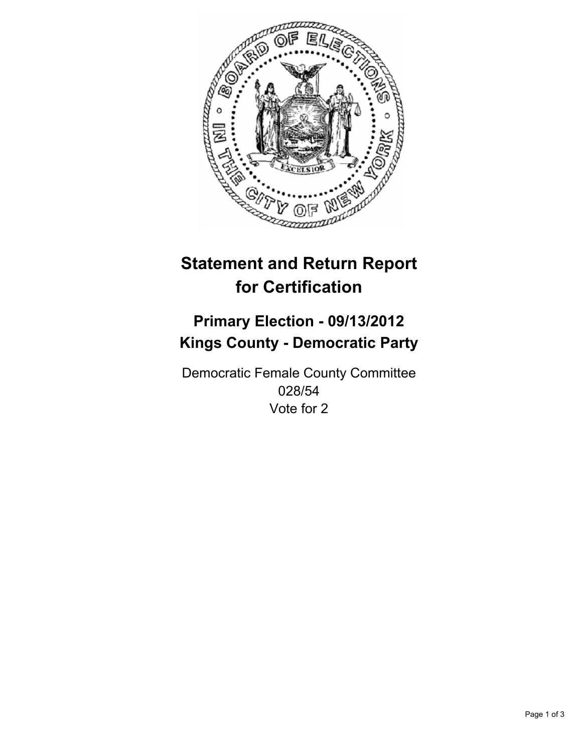# Statement and Return Report for Certification

## Primary Election - 09/13/2012
## Kings County - Democratic Party

Democratic Female County Committee
028/54
Vote for 2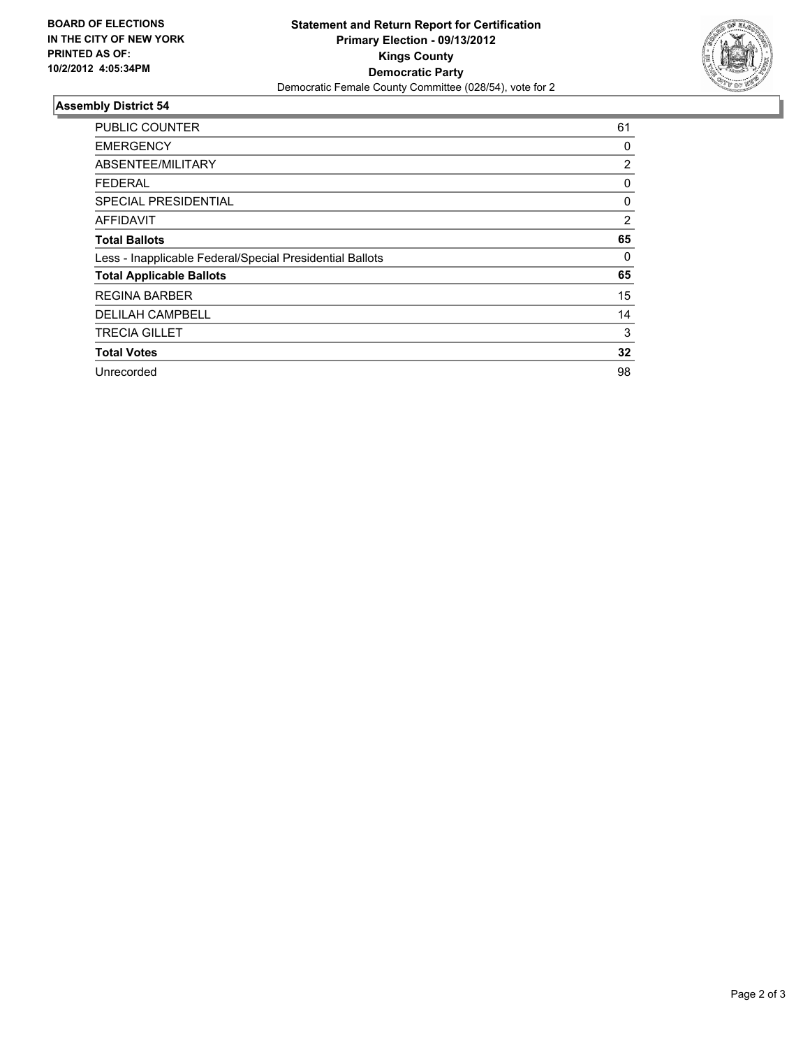**BOARD OF ELECTIONS IN THE CITY OF NEW YORK PRINTED AS OF: 10/2/2012 4:05:34PM**

# Statement and Return Report for Certification
## Primary Election - 09/13/2012
## Kings County
## Democratic Party

Democratic Female County Committee (028/54), vote for 2

### Assembly District 54

| | |
|---|---|
| PUBLIC COUNTER | 61 |
| EMERGENCY | 0 |
| ABSENTEE/MILITARY | 2 |
| FEDERAL | 0 |
| SPECIAL PRESIDENTIAL | 0 |
| AFFIDAVIT | 2 |
| **Total Ballots** | **65** |
| Less - Inapplicable Federal/Special Presidential Ballots | 0 |
| **Total Applicable Ballots** | **65** |
| REGINA BARBER | 15 |
| DELILAH CAMPBELL | 14 |
| TRECIA GILLET | 3 |
| **Total Votes** | **32** |
| Unrecorded | 98 |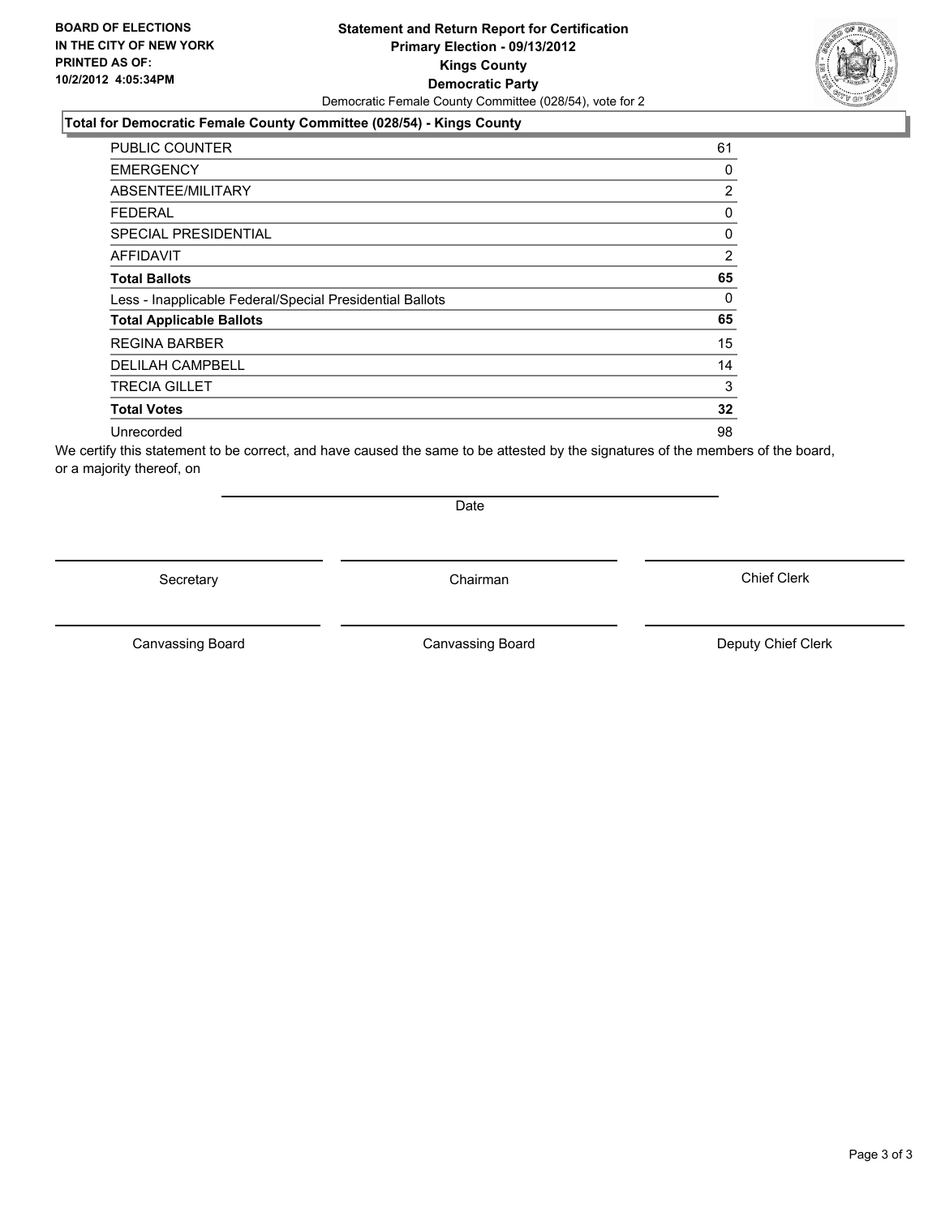**BOARD OF ELECTIONS**
**IN THE CITY OF NEW YORK**
**PRINTED AS OF:**
**10/2/2012 4:05:34PM**

**Statement and Return Report for Certification**
**Primary Election - 09/13/2012**
**Kings County**
**Democratic Party**
Democratic Female County Committee (028/54), vote for 2

### Total for Democratic Female County Committee (028/54) - Kings County

| | |
|---|---|
| PUBLIC COUNTER | 61 |
| EMERGENCY | 0 |
| ABSENTEE/MILITARY | 2 |
| FEDERAL | 0 |
| SPECIAL PRESIDENTIAL | 0 |
| AFFIDAVIT | 2 |
| **Total Ballots** | **65** |
| Less - Inapplicable Federal/Special Presidential Ballots | 0 |
| **Total Applicable Ballots** | **65** |
| REGINA BARBER | 15 |
| DELILAH CAMPBELL | 14 |
| TRECIA GILLET | 3 |
| **Total Votes** | **32** |
| Unrecorded | 98 |

We certify this statement to be correct, and have caused the same to be attested by the signatures of the members of the board, or a majority thereof, on

Date

Secretary

Chairman

Chief Clerk

Canvassing Board

Canvassing Board

Deputy Chief Clerk